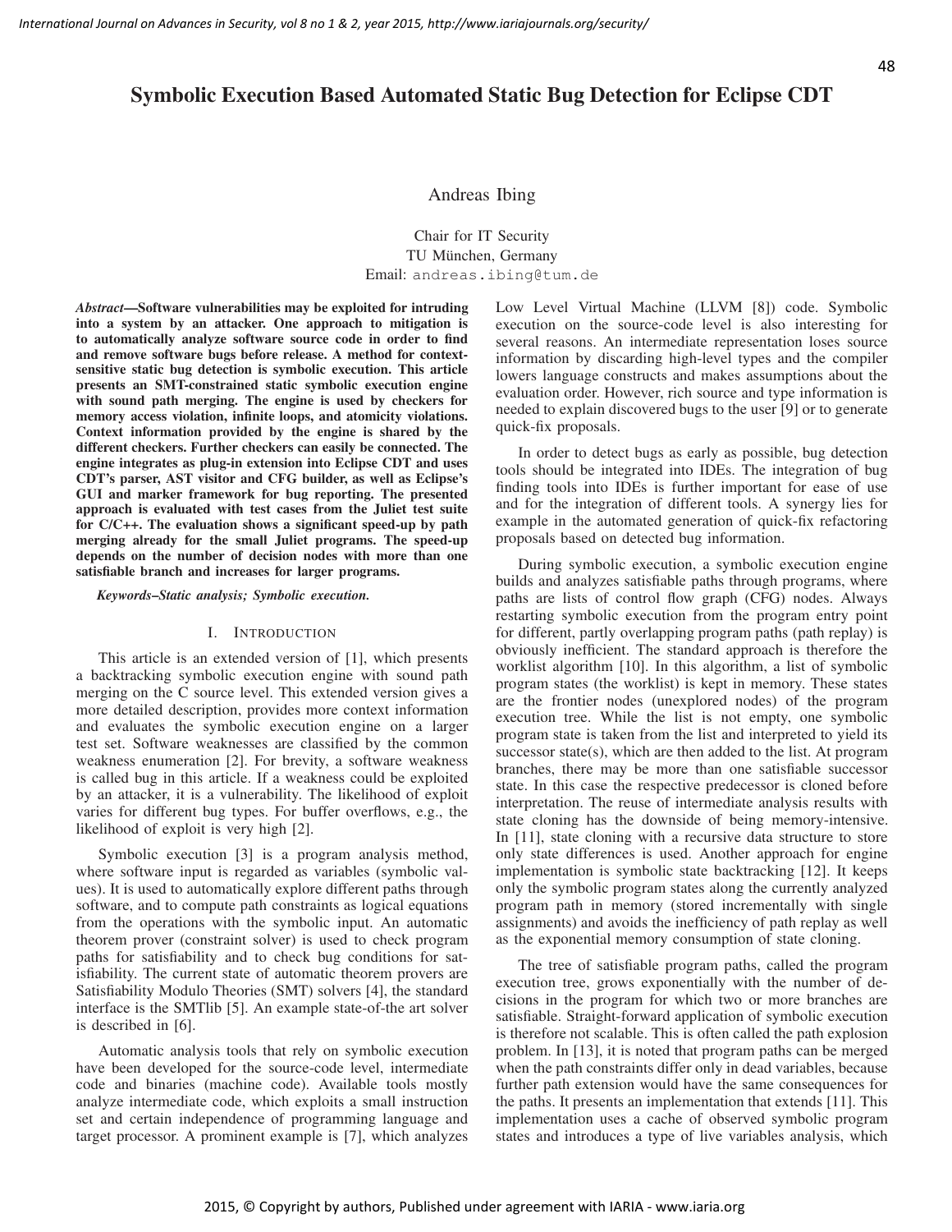// Symbolic Execution Based Automated Static Bug Detection for Eclipse CDT

Andreas Ibing

Chair for IT Security
TU München, Germany
Email: andreas.ibing@tum.de

***Abstract*—Software vulnerabilities may be exploited for intruding into a system by an attacker. One approach to mitigation is to automatically analyze software source code in order to find and remove software bugs before release. A method for context-sensitive static bug detection is symbolic execution. This article presents an SMT-constrained static symbolic execution engine with sound path merging. The engine is used by checkers for memory access violation, infinite loops, and atomicity violations. Context information provided by the engine is shared by the different checkers. Further checkers can easily be connected. The engine integrates as plug-in extension into Eclipse CDT and uses CDT's parser, AST visitor and CFG builder, as well as Eclipse's GUI and marker framework for bug reporting. The presented approach is evaluated with test cases from the Juliet test suite for C/C++. The evaluation shows a significant speed-up by path merging already for the small Juliet programs. The speed-up depends on the number of decision nodes with more than one satisfiable branch and increases for larger programs.**

***Keywords*–Static analysis; Symbolic execution.**

## I. Introduction

This article is an extended version of [1], which presents a backtracking symbolic execution engine with sound path merging on the C source level. This extended version gives a more detailed description, provides more context information and evaluates the symbolic execution engine on a larger test set. Software weaknesses are classified by the common weakness enumeration [2]. For brevity, a software weakness is called bug in this article. If a weakness could be exploited by an attacker, it is a vulnerability. The likelihood of exploit varies for different bug types. For buffer overflows, e.g., the likelihood of exploit is very high [2].

Symbolic execution [3] is a program analysis method, where software input is regarded as variables (symbolic values). It is used to automatically explore different paths through software, and to compute path constraints as logical equations from the operations with the symbolic input. An automatic theorem prover (constraint solver) is used to check program paths for satisfiability and to check bug conditions for satisfiability. The current state of automatic theorem provers are Satisfiability Modulo Theories (SMT) solvers [4], the standard interface is the SMTlib [5]. An example state-of-the art solver is described in [6].

Automatic analysis tools that rely on symbolic execution have been developed for the source-code level, intermediate code and binaries (machine code). Available tools mostly analyze intermediate code, which exploits a small instruction set and certain independence of programming language and target processor. A prominent example is [7], which analyzes Low Level Virtual Machine (LLVM [8]) code. Symbolic execution on the source-code level is also interesting for several reasons. An intermediate representation loses source information by discarding high-level types and the compiler lowers language constructs and makes assumptions about the evaluation order. However, rich source and type information is needed to explain discovered bugs to the user [9] or to generate quick-fix proposals.

In order to detect bugs as early as possible, bug detection tools should be integrated into IDEs. The integration of bug finding tools into IDEs is further important for ease of use and for the integration of different tools. A synergy lies for example in the automated generation of quick-fix refactoring proposals based on detected bug information.

During symbolic execution, a symbolic execution engine builds and analyzes satisfiable paths through programs, where paths are lists of control flow graph (CFG) nodes. Always restarting symbolic execution from the program entry point for different, partly overlapping program paths (path replay) is obviously inefficient. The standard approach is therefore the worklist algorithm [10]. In this algorithm, a list of symbolic program states (the worklist) is kept in memory. These states are the frontier nodes (unexplored nodes) of the program execution tree. While the list is not empty, one symbolic program state is taken from the list and interpreted to yield its successor state(s), which are then added to the list. At program branches, there may be more than one satisfiable successor state. In this case the respective predecessor is cloned before interpretation. The reuse of intermediate analysis results with state cloning has the downside of being memory-intensive. In [11], state cloning with a recursive data structure to store only state differences is used. Another approach for engine implementation is symbolic state backtracking [12]. It keeps only the symbolic program states along the currently analyzed program path in memory (stored incrementally with single assignments) and avoids the inefficiency of path replay as well as the exponential memory consumption of state cloning.

The tree of satisfiable program paths, called the program execution tree, grows exponentially with the number of decisions in the program for which two or more branches are satisfiable. Straight-forward application of symbolic execution is therefore not scalable. This is often called the path explosion problem. In [13], it is noted that program paths can be merged when the path constraints differ only in dead variables, because further path extension would have the same consequences for the paths. It presents an implementation that extends [11]. This implementation uses a cache of observed symbolic program states and introduces a type of live variables analysis, which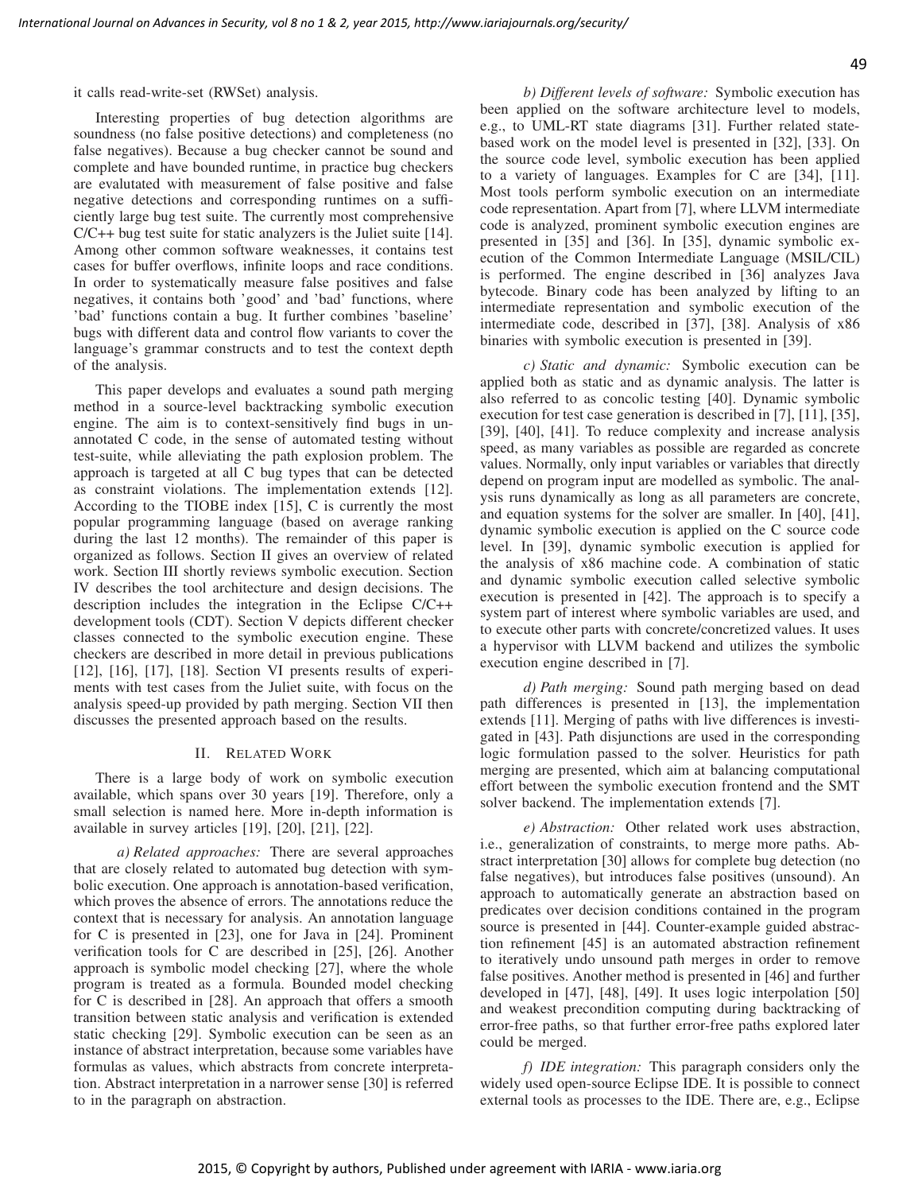it calls read-write-set (RWSet) analysis.

Interesting properties of bug detection algorithms are soundness (no false positive detections) and completeness (no false negatives). Because a bug checker cannot be sound and complete and have bounded runtime, in practice bug checkers are evalutated with measurement of false positive and false negative detections and corresponding runtimes on a sufficiently large bug test suite. The currently most comprehensive C/C++ bug test suite for static analyzers is the Juliet suite [14]. Among other common software weaknesses, it contains test cases for buffer overflows, infinite loops and race conditions. In order to systematically measure false positives and false negatives, it contains both 'good' and 'bad' functions, where 'bad' functions contain a bug. It further combines 'baseline' bugs with different data and control flow variants to cover the language's grammar constructs and to test the context depth of the analysis.

This paper develops and evaluates a sound path merging method in a source-level backtracking symbolic execution engine. The aim is to context-sensitively find bugs in unannotated C code, in the sense of automated testing without test-suite, while alleviating the path explosion problem. The approach is targeted at all C bug types that can be detected as constraint violations. The implementation extends [12]. According to the TIOBE index [15], C is currently the most popular programming language (based on average ranking during the last 12 months). The remainder of this paper is organized as follows. Section II gives an overview of related work. Section III shortly reviews symbolic execution. Section IV describes the tool architecture and design decisions. The description includes the integration in the Eclipse C/C++ development tools (CDT). Section V depicts different checker classes connected to the symbolic execution engine. These checkers are described in more detail in previous publications [12], [16], [17], [18]. Section VI presents results of experiments with test cases from the Juliet suite, with focus on the analysis speed-up provided by path merging. Section VII then discusses the presented approach based on the results.

## II. Related Work

There is a large body of work on symbolic execution available, which spans over 30 years [19]. Therefore, only a small selection is named here. More in-depth information is available in survey articles [19], [20], [21], [22].

*a) Related approaches:* There are several approaches that are closely related to automated bug detection with symbolic execution. One approach is annotation-based verification, which proves the absence of errors. The annotations reduce the context that is necessary for analysis. An annotation language for C is presented in [23], one for Java in [24]. Prominent verification tools for C are described in [25], [26]. Another approach is symbolic model checking [27], where the whole program is treated as a formula. Bounded model checking for C is described in [28]. An approach that offers a smooth transition between static analysis and verification is extended static checking [29]. Symbolic execution can be seen as an instance of abstract interpretation, because some variables have formulas as values, which abstracts from concrete interpretation. Abstract interpretation in a narrower sense [30] is referred to in the paragraph on abstraction.

*b) Different levels of software:* Symbolic execution has been applied on the software architecture level to models, e.g., to UML-RT state diagrams [31]. Further related state-based work on the model level is presented in [32], [33]. On the source code level, symbolic execution has been applied to a variety of languages. Examples for C are [34], [11]. Most tools perform symbolic execution on an intermediate code representation. Apart from [7], where LLVM intermediate code is analyzed, prominent symbolic execution engines are presented in [35] and [36]. In [35], dynamic symbolic execution of the Common Intermediate Language (MSIL/CIL) is performed. The engine described in [36] analyzes Java bytecode. Binary code has been analyzed by lifting to an intermediate representation and symbolic execution of the intermediate code, described in [37], [38]. Analysis of x86 binaries with symbolic execution is presented in [39].

*c) Static and dynamic:* Symbolic execution can be applied both as static and as dynamic analysis. The latter is also referred to as concolic testing [40]. Dynamic symbolic execution for test case generation is described in [7], [11], [35], [39], [40], [41]. To reduce complexity and increase analysis speed, as many variables as possible are regarded as concrete values. Normally, only input variables or variables that directly depend on program input are modelled as symbolic. The analysis runs dynamically as long as all parameters are concrete, and equation systems for the solver are smaller. In [40], [41], dynamic symbolic execution is applied on the C source code level. In [39], dynamic symbolic execution is applied for the analysis of x86 machine code. A combination of static and dynamic symbolic execution called selective symbolic execution is presented in [42]. The approach is to specify a system part of interest where symbolic variables are used, and to execute other parts with concrete/concretized values. It uses a hypervisor with LLVM backend and utilizes the symbolic execution engine described in [7].

*d) Path merging:* Sound path merging based on dead path differences is presented in [13], the implementation extends [11]. Merging of paths with live differences is investigated in [43]. Path disjunctions are used in the corresponding logic formulation passed to the solver. Heuristics for path merging are presented, which aim at balancing computational effort between the symbolic execution frontend and the SMT solver backend. The implementation extends [7].

*e) Abstraction:* Other related work uses abstraction, i.e., generalization of constraints, to merge more paths. Abstract interpretation [30] allows for complete bug detection (no false negatives), but introduces false positives (unsound). An approach to automatically generate an abstraction based on predicates over decision conditions contained in the program source is presented in [44]. Counter-example guided abstraction refinement [45] is an automated abstraction refinement to iteratively undo unsound path merges in order to remove false positives. Another method is presented in [46] and further developed in [47], [48], [49]. It uses logic interpolation [50] and weakest precondition computing during backtracking of error-free paths, so that further error-free paths explored later could be merged.

*f) IDE integration:* This paragraph considers only the widely used open-source Eclipse IDE. It is possible to connect external tools as processes to the IDE. There are, e.g., Eclipse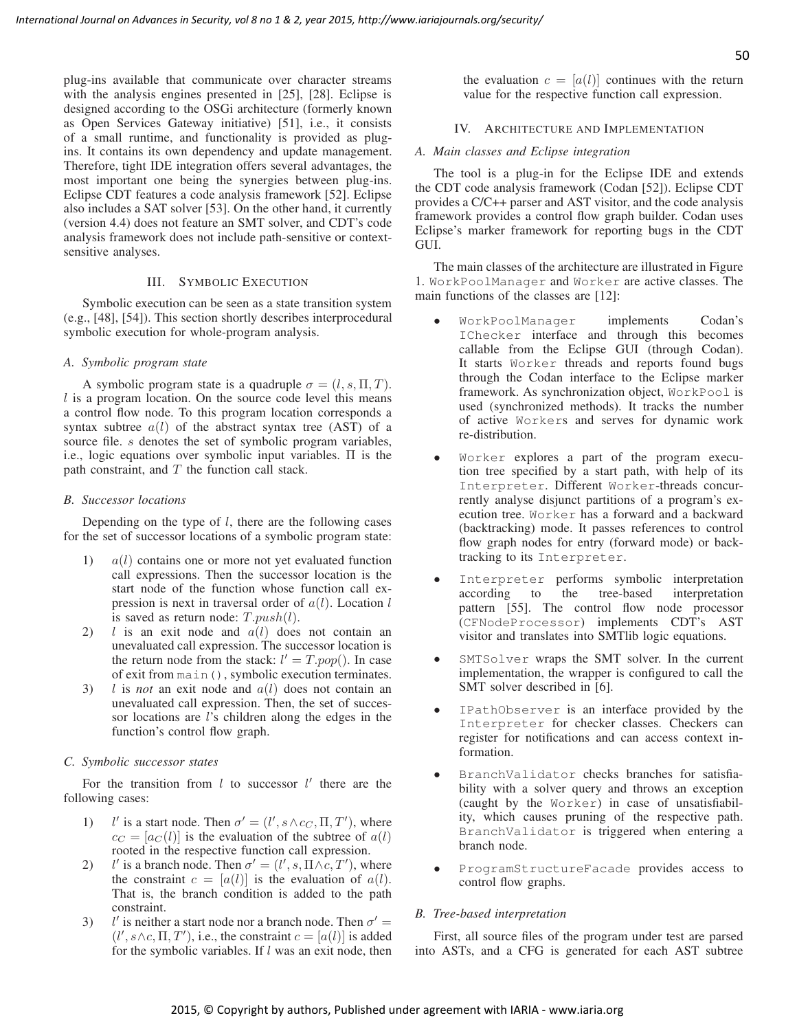plug-ins available that communicate over character streams with the analysis engines presented in [25], [28]. Eclipse is designed according to the OSGi architecture (formerly known as Open Services Gateway initiative) [51], i.e., it consists of a small runtime, and functionality is provided as plug-ins. It contains its own dependency and update management. Therefore, tight IDE integration offers several advantages, the most important one being the synergies between plug-ins. Eclipse CDT features a code analysis framework [52]. Eclipse also includes a SAT solver [53]. On the other hand, it currently (version 4.4) does not feature an SMT solver, and CDT's code analysis framework does not include path-sensitive or context-sensitive analyses.

## III. Symbolic Execution

Symbolic execution can be seen as a state transition system (e.g., [48], [54]). This section shortly describes interprocedural symbolic execution for whole-program analysis.

### A. Symbolic program state

A symbolic program state is a quadruple $\sigma = (l, s, \Pi, T)$. $l$ is a program location. On the source code level this means a control flow node. To this program location corresponds a syntax subtree $a(l)$ of the abstract syntax tree (AST) of a source file. $s$ denotes the set of symbolic program variables, i.e., logic equations over symbolic input variables. $\Pi$ is the path constraint, and $T$ the function call stack.

### B. Successor locations

Depending on the type of $l$, there are the following cases for the set of successor locations of a symbolic program state:

1) $a(l)$ contains one or more not yet evaluated function call expressions. Then the successor location is the start node of the function whose function call expression is next in traversal order of $a(l)$. Location $l$ is saved as return node: $T.push(l)$.
2) $l$ is an exit node and $a(l)$ does not contain an unevaluated call expression. The successor location is the return node from the stack: $l' = T.pop()$. In case of exit from `main()`, symbolic execution terminates.
3) $l$ is *not* an exit node and $a(l)$ does not contain an unevaluated call expression. Then, the set of successor locations are $l$'s children along the edges in the function's control flow graph.

### C. Symbolic successor states

For the transition from $l$ to successor $l'$ there are the following cases:

1) $l'$ is a start node. Then $\sigma' = (l', s \wedge c_C, \Pi, T')$, where $c_C = [a_C(l)]$ is the evaluation of the subtree of $a(l)$ rooted in the respective function call expression.
2) $l'$ is a branch node. Then $\sigma' = (l', s, \Pi \wedge c, T')$, where the constraint $c = [a(l)]$ is the evaluation of $a(l)$. That is, the branch condition is added to the path constraint.
3) $l'$ is neither a start node nor a branch node. Then $\sigma' = (l', s \wedge c, \Pi, T')$, i.e., the constraint $c = [a(l)]$ is added for the symbolic variables. If $l$ was an exit node, then the evaluation $c = [a(l)]$ continues with the return value for the respective function call expression.

## IV. Architecture and Implementation

### A. Main classes and Eclipse integration

The tool is a plug-in for the Eclipse IDE and extends the CDT code analysis framework (Codan [52]). Eclipse CDT provides a C/C++ parser and AST visitor, and the code analysis framework provides a control flow graph builder. Codan uses Eclipse's marker framework for reporting bugs in the CDT GUI.

The main classes of the architecture are illustrated in Figure 1. `WorkPoolManager` and `Worker` are active classes. The main functions of the classes are [12]:

- `WorkPoolManager` implements Codan's `IChecker` interface and through this becomes callable from the Eclipse GUI (through Codan). It starts `Worker` threads and reports found bugs through the Codan interface to the Eclipse marker framework. As synchronization object, `WorkPool` is used (synchronized methods). It tracks the number of active `Worker`s and serves for dynamic work re-distribution.
- `Worker` explores a part of the program execution tree specified by a start path, with help of its `Interpreter`. Different `Worker`-threads concurrently analyse disjunct partitions of a program's execution tree. `Worker` has a forward and a backward (backtracking) mode. It passes references to control flow graph nodes for entry (forward mode) or backtracking to its `Interpreter`.
- `Interpreter` performs symbolic interpretation according to the tree-based interpretation pattern [55]. The control flow node processor (`CFNodeProcessor`) implements CDT's AST visitor and translates into SMTlib logic equations.
- `SMTSolver` wraps the SMT solver. In the current implementation, the wrapper is configured to call the SMT solver described in [6].
- `IPathObserver` is an interface provided by the `Interpreter` for checker classes. Checkers can register for notifications and can access context information.
- `BranchValidator` checks branches for satisfiability with a solver query and throws an exception (caught by the `Worker`) in case of unsatisfiability, which causes pruning of the respective path. `BranchValidator` is triggered when entering a branch node.
- `ProgramStructureFacade` provides access to control flow graphs.

### B. Tree-based interpretation

First, all source files of the program under test are parsed into ASTs, and a CFG is generated for each AST subtree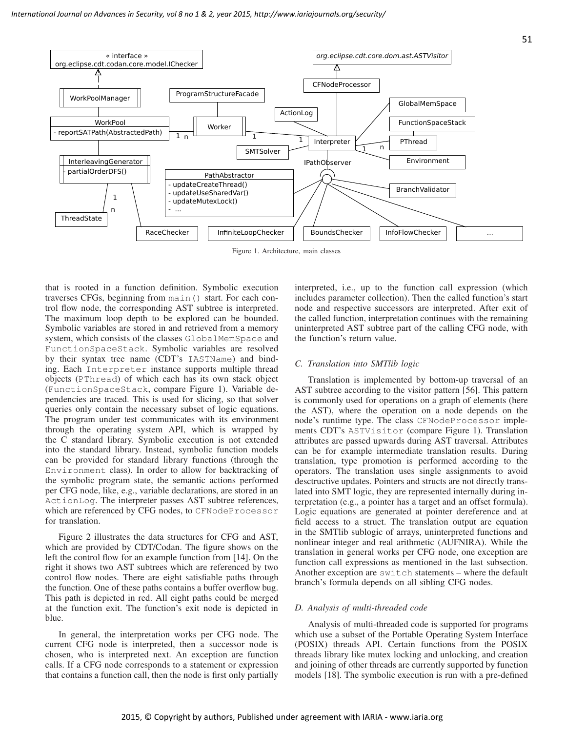Figure 1. Architecture, main classes

that is rooted in a function definition. Symbolic execution traverses CFGs, beginning from `main()` start. For each control flow node, the corresponding AST subtree is interpreted. The maximum loop depth to be explored can be bounded. Symbolic variables are stored in and retrieved from a memory system, which consists of the classes `GlobalMemSpace` and `FunctionSpaceStack`. Symbolic variables are resolved by their syntax tree name (CDT's `IASTName`) and binding. Each `Interpreter` instance supports multiple thread objects (`PThread`) of which each has its own stack object (`FunctionSpaceStack`, compare Figure 1). Variable dependencies are traced. This is used for slicing, so that solver queries only contain the necessary subset of logic equations. The program under test communicates with its environment through the operating system API, which is wrapped by the C standard library. Symbolic execution is not extended into the standard library. Instead, symbolic function models can be provided for standard library functions (through the `Environment` class). In order to allow for backtracking of the symbolic program state, the semantic actions performed per CFG node, like, e.g., variable declarations, are stored in an `ActionLog`. The interpreter passes AST subtree references, which are referenced by CFG nodes, to `CFNodeProcessor` for translation.

Figure 2 illustrates the data structures for CFG and AST, which are provided by CDT/Codan. The figure shows on the left the control flow for an example function from [14]. On the right it shows two AST subtrees which are referenced by two control flow nodes. There are eight satisfiable paths through the function. One of these paths contains a buffer overflow bug. This path is depicted in red. All eight paths could be merged at the function exit. The function's exit node is depicted in blue.

In general, the interpretation works per CFG node. The current CFG node is interpreted, then a successor node is chosen, who is interpreted next. An exception are function calls. If a CFG node corresponds to a statement or expression that contains a function call, then the node is first only partially interpreted, i.e., up to the function call expression (which includes parameter collection). Then the called function's start node and respective successors are interpreted. After exit of the called function, interpretation continues with the remaining uninterpreted AST subtree part of the calling CFG node, with the function's return value.

### *C. Translation into SMTlib logic*

Translation is implemented by bottom-up traversal of an AST subtree according to the visitor pattern [56]. This pattern is commonly used for operations on a graph of elements (here the AST), where the operation on a node depends on the node's runtime type. The class `CFNodeProcessor` implements CDT's `ASTVisitor` (compare Figure 1). Translation attributes are passed upwards during AST traversal. Attributes can be for example intermediate translation results. During translation, type promotion is performed according to the operators. The translation uses single assignments to avoid desctructive updates. Pointers and structs are not directly translated into SMT logic, they are represented internally during interpretation (e.g., a pointer has a target and an offset formula). Logic equations are generated at pointer dereference and at field access to a struct. The translation output are equation in the SMTlib sublogic of arrays, uninterpreted functions and nonlinear integer and real arithmetic (AUFNIRA). While the translation in general works per CFG node, one exception are function call expressions as mentioned in the last subsection. Another exception are `switch` statements – where the default branch's formula depends on all sibling CFG nodes.

### *D. Analysis of multi-threaded code*

Analysis of multi-threaded code is supported for programs which use a subset of the Portable Operating System Interface (POSIX) threads API. Certain functions from the POSIX threads library like mutex locking and unlocking, and creation and joining of other threads are currently supported by function models [18]. The symbolic execution is run with a pre-defined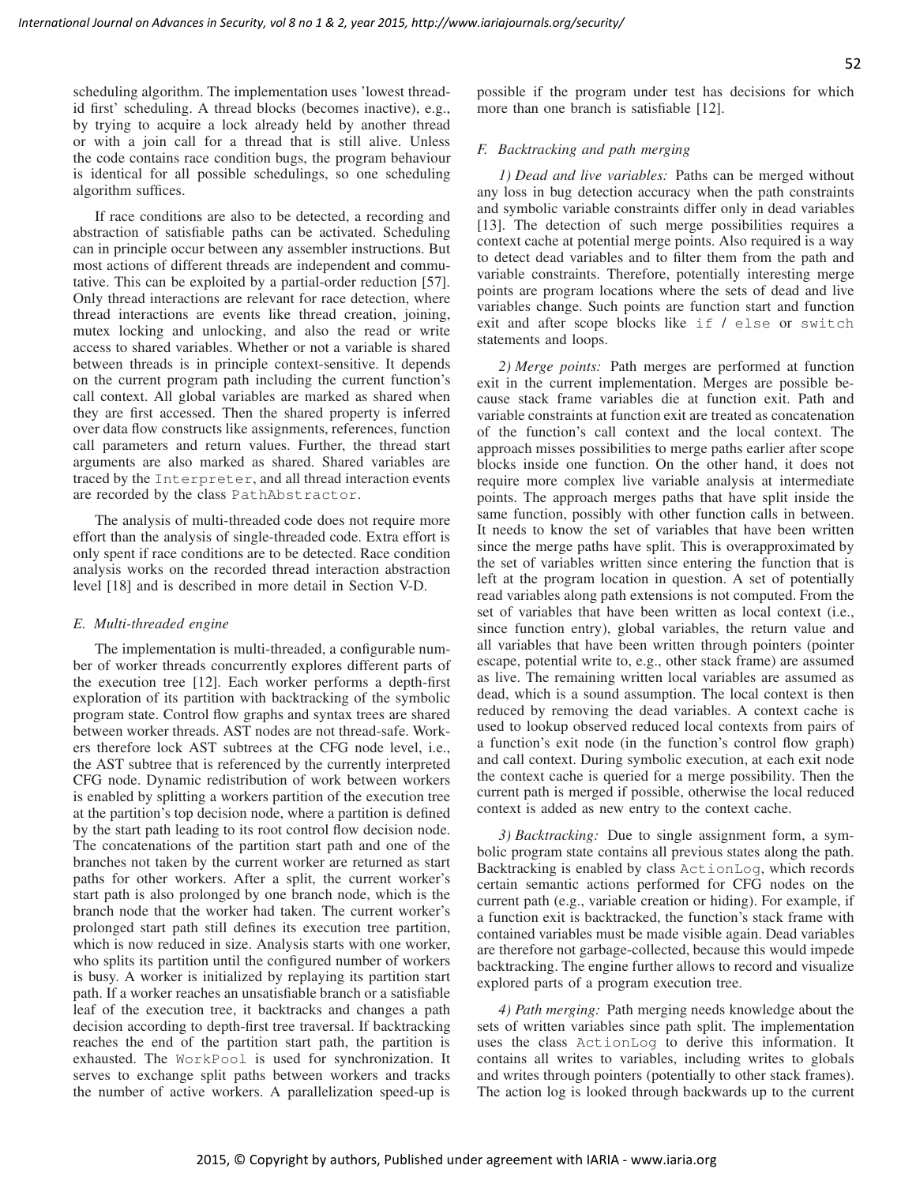scheduling algorithm. The implementation uses 'lowest thread-id first' scheduling. A thread blocks (becomes inactive), e.g., by trying to acquire a lock already held by another thread or with a join call for a thread that is still alive. Unless the code contains race condition bugs, the path behaviour is identical for all possible schedulings, so one scheduling algorithm suffices.

If race conditions are also to be detected, a recording and abstraction of satisfiable paths can be activated. Scheduling can in principle occur between any assembler instructions. But most actions of different threads are independent and commutative. This can be exploited by a partial-order reduction [57]. Only thread interactions are relevant for race detection, where thread interactions are events like thread creation, joining, mutex locking and unlocking, and also the read or write access to shared variables. Whether or not a variable is shared between threads is in principle context-sensitive. It depends on the current program path including the current function's call context. All global variables are marked as shared when they are first accessed. Then the shared property is inferred over data flow constructs like assignments, references, function call parameters and return values. Further, the thread start arguments are also marked as shared. Shared variables are traced by the `Interpreter`, and all thread interaction events are recorded by the class `PathAbstractor`.

The analysis of multi-threaded code does not require more effort than the analysis of single-threaded code. Extra effort is only spent if race conditions are to be detected. Race condition analysis works on the recorded thread interaction abstraction level [18] and is described in more detail in Section V-D.

### *E. Multi-threaded engine*

The implementation is multi-threaded, a configurable number of worker threads concurrently explores different parts of the execution tree [12]. Each worker performs a depth-first exploration of its partition with backtracking of the symbolic program state. Control flow graphs and syntax trees are shared between worker threads. AST nodes are not thread-safe. Workers therefore lock AST subtrees at the CFG node level, i.e., the AST subtree that is referenced by the currently interpreted CFG node. Dynamic redistribution of work between workers is enabled by splitting a workers partition of the execution tree at the partition's top decision node, where a partition is defined by the start path leading to its root control flow decision node. The concatenations of the partition start path and one of the branches not taken by the current worker are returned as start paths for other workers. After a split, the current worker's start path is also prolonged by one branch node, which is the branch node that the worker had taken. The current worker's prolonged start path still defines its execution tree partition, which is now reduced in size. Analysis starts with one worker, who splits its partition until the configured number of workers is busy. A worker is initialized by replaying its partition start path. If a worker reaches an unsatisfiable branch or a satisfiable leaf of the execution tree, it backtracks and changes a path decision according to depth-first tree traversal. If backtracking reaches the end of the partition start path, the partition is exhausted. The `WorkPool` is used for synchronization. It serves to exchange split paths between workers and tracks the number of active workers. A parallelization speed-up is possible if the program under test has decisions for which more than one branch is satisfiable [12].

### *F. Backtracking and path merging*

*1) Dead and live variables:* Paths can be merged without any loss in bug detection accuracy when the path constraints and symbolic variable constraints differ only in dead variables [13]. The detection of such merge possibilities requires a context cache at potential merge points. Also required is a way to detect dead variables and to filter them from the path and variable constraints. Therefore, potentially interesting merge points are program locations where the sets of dead and live variables change. Such points are function start and function exit and after scope blocks like `if` / `else` or `switch` statements and loops.

*2) Merge points:* Path merges are performed at function exit in the current implementation. Merges are possible because stack frame variables die at function exit. Path and variable constraints at function exit are treated as concatenation of the function's call context and the local context. The approach misses possibilities to merge paths earlier after scope blocks inside one function. On the other hand, it does not require more complex live variable analysis at intermediate points. The approach merges paths that have split inside the same function, possibly with other function calls in between. It needs to know the set of variables that have been written since the merge paths have split. This is overapproximated by the set of variables written since entering the function that is left at the program location in question. A set of potentially read variables along path extensions is not computed. From the set of variables that have been written as local context (i.e., since function entry), global variables, the return value and all variables that have been written through pointers (pointer escape, potential write to, e.g., other stack frame) are assumed as live. The remaining written local variables are assumed as dead, which is a sound assumption. The local context is then reduced by removing the dead variables. A context cache is used to lookup observed reduced local contexts from pairs of a function's exit node (in the function's control flow graph) and call context. During symbolic execution, at each exit node the context cache is queried for a merge possibility. Then the current path is merged if possible, otherwise the local reduced context is added as new entry to the context cache.

*3) Backtracking:* Due to single assignment form, a symbolic program state contains all previous states along the path. Backtracking is enabled by class `ActionLog`, which records certain semantic actions performed for CFG nodes on the current path (e.g., variable creation or hiding). For example, if a function exit is backtracked, the function's stack frame with contained variables must be made visible again. Dead variables are therefore not garbage-collected, because this would impede backtracking. The engine further allows to record and visualize explored parts of a program execution tree.

*4) Path merging:* Path merging needs knowledge about the sets of written variables since path split. The implementation uses the class `ActionLog` to derive this information. It contains all writes to variables, including writes to globals and writes through pointers (potentially to other stack frames). The action log is looked through backwards up to the current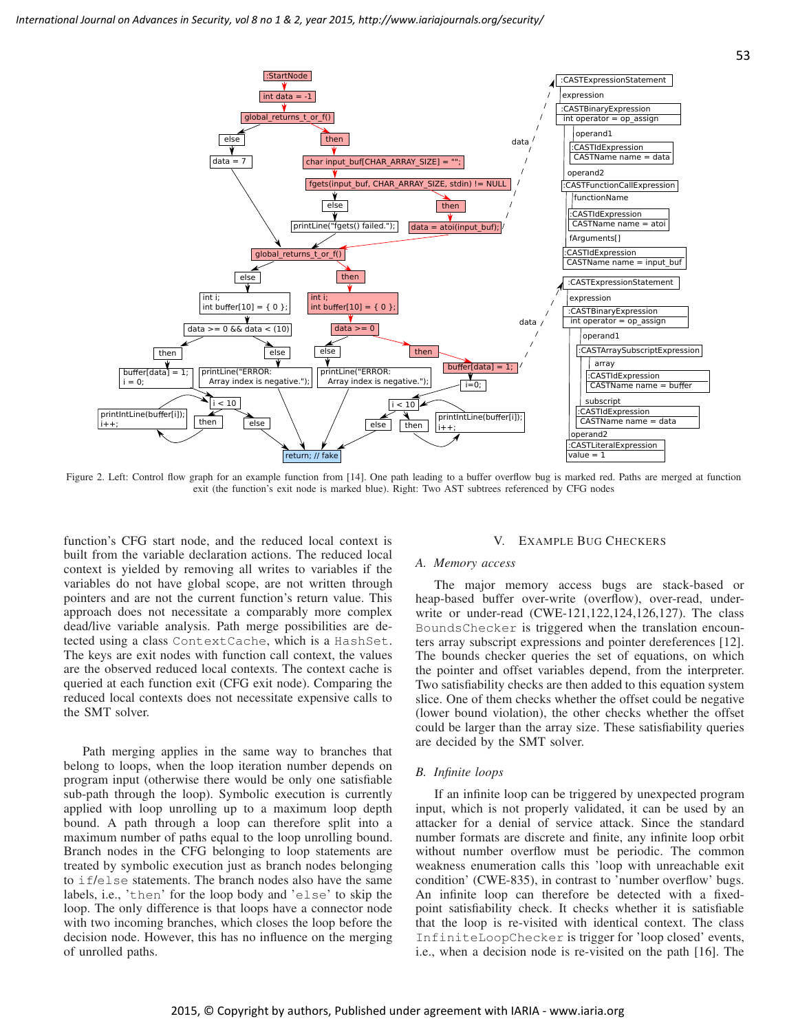Figure 2. Left: Control flow graph for an example function from [14]. One path leading to a buffer overflow bug is marked red. Paths are merged at function exit (the function's exit node is marked blue). Right: Two AST subtrees referenced by CFG nodes

function's CFG start node, and the reduced local context is built from the variable declaration actions. The reduced local context is yielded by removing all writes to variables if the variables do not have global scope, are not written through pointers and are not the current function's return value. This approach does not necessitate a comparably more complex dead/live variable analysis. Path merge possibilities are detected using a class `ContextCache`, which is a `HashSet`. The keys are exit nodes with function call context, the values are the observed reduced local contexts. The context cache is queried at each function exit (CFG exit node). Comparing the reduced local contexts does not necessitate expensive calls to the SMT solver.

Path merging applies in the same way to branches that belong to loops, when the loop iteration number depends on program input (otherwise there would be only one satisfiable sub-path through the loop). Symbolic execution is currently applied with loop unrolling up to a maximum loop depth bound. A path through a loop can therefore split into a maximum number of paths equal to the loop unrolling bound. Branch nodes in the CFG belonging to loop statements are treated by symbolic execution just as branch nodes belonging to `if`/`else` statements. The branch nodes also have the same labels, i.e., '`then`' for the loop body and '`else`' to skip the loop. The only difference is that loops have a connector node with two incoming branches, which closes the loop before the decision node. However, this has no influence on the merging of unrolled paths.

## V. Example Bug Checkers

### A. Memory access

The major memory access bugs are stack-based or heap-based buffer over-write (overflow), over-read, under-write or under-read (CWE-121,122,124,126,127). The class `BoundsChecker` is triggered when the translation encounters array subscript expressions and pointer dereferences [12]. The bounds checker queries the set of equations, on which the pointer and offset variables depend, from the interpreter. Two satisfiability checks are then added to this equation system slice. One of them checks whether the offset could be negative (lower bound violation), the other checks whether the offset could be larger than the array size. These satisfiability queries are decided by the SMT solver.

### B. Infinite loops

If an infinite loop can be triggered by unexpected program input, which is not properly validated, it can be used by an attacker for a denial of service attack. Since the standard number formats are discrete and finite, any infinite loop orbit without number overflow must be periodic. The common weakness enumeration calls this 'loop with unreachable exit condition' (CWE-835), in contrast to 'number overflow' bugs. An infinite loop can therefore be detected with a fixed-point satisfiability check. It checks whether it is satisfiable that the loop is re-visited with identical context. The class `InfiniteLoopChecker` is trigger for 'loop closed' events, i.e., when a decision node is re-visited on the path [16]. The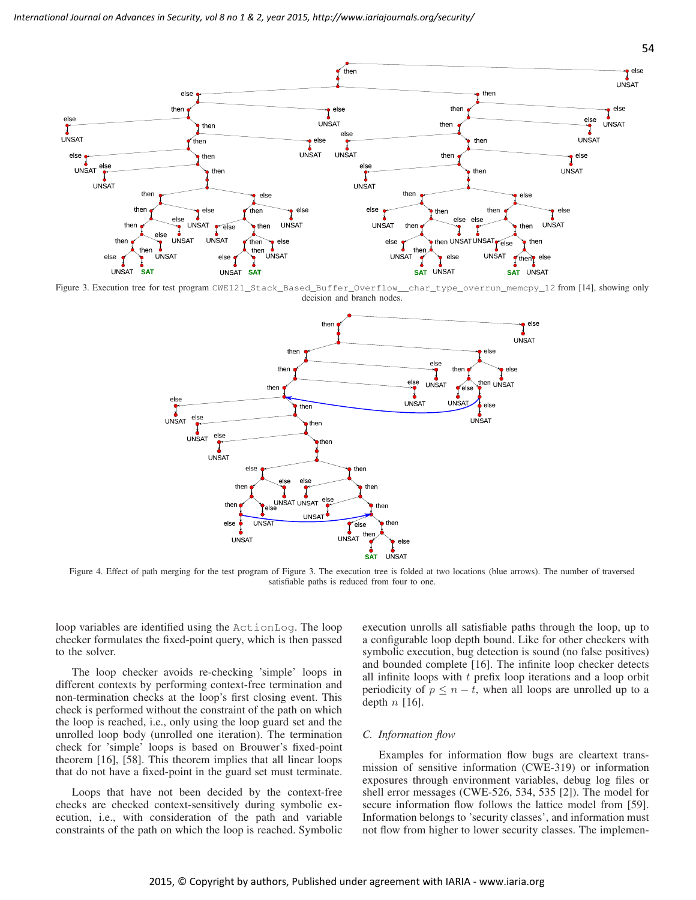Figure 3. Execution tree for test program CWE121_Stack_Based_Buffer_Overflow__char_type_overrun_memcpy_12 from [14], showing only decision and branch nodes.

Figure 4. Effect of path merging for the test program of Figure 3. The execution tree is folded at two locations (blue arrows). The number of traversed satisfiable paths is reduced from four to one.

loop variables are identified using the ActionLog. The loop checker formulates the fixed-point query, which is then passed to the solver.

The loop checker avoids re-checking 'simple' loops in different contexts by performing context-free termination and non-termination checks at the loop's first closing event. This check is performed without the constraint of the path on which the loop is reached, i.e., only using the loop guard set and the unrolled loop body (unrolled one iteration). The termination check for 'simple' loops is based on Brouwer's fixed-point theorem [16], [58]. This theorem implies that all linear loops that do not have a fixed-point in the guard set must terminate.

Loops that have not been decided by the context-free checks are checked context-sensitively during symbolic execution, i.e., with consideration of the path and variable constraints of the path on which the loop is reached. Symbolic execution unrolls all satisfiable paths through the loop, up to a configurable loop depth bound. Like for other checkers with symbolic execution, bug detection is sound (no false positives) and bounded complete [16]. The infinite loop checker detects all infinite loops with $t$ prefix loop iterations and a loop orbit periodicity of $p \leq n - t$, when all loops are unrolled up to a depth $n$ [16].

### C. Information flow

Examples for information flow bugs are cleartext transmission of sensitive information (CWE-319) or information exposures through environment variables, debug log files or shell error messages (CWE-526, 534, 535 [2]). The model for secure information flow follows the lattice model from [59]. Information belongs to 'security classes', and information must not flow from higher to lower security classes. The implemen-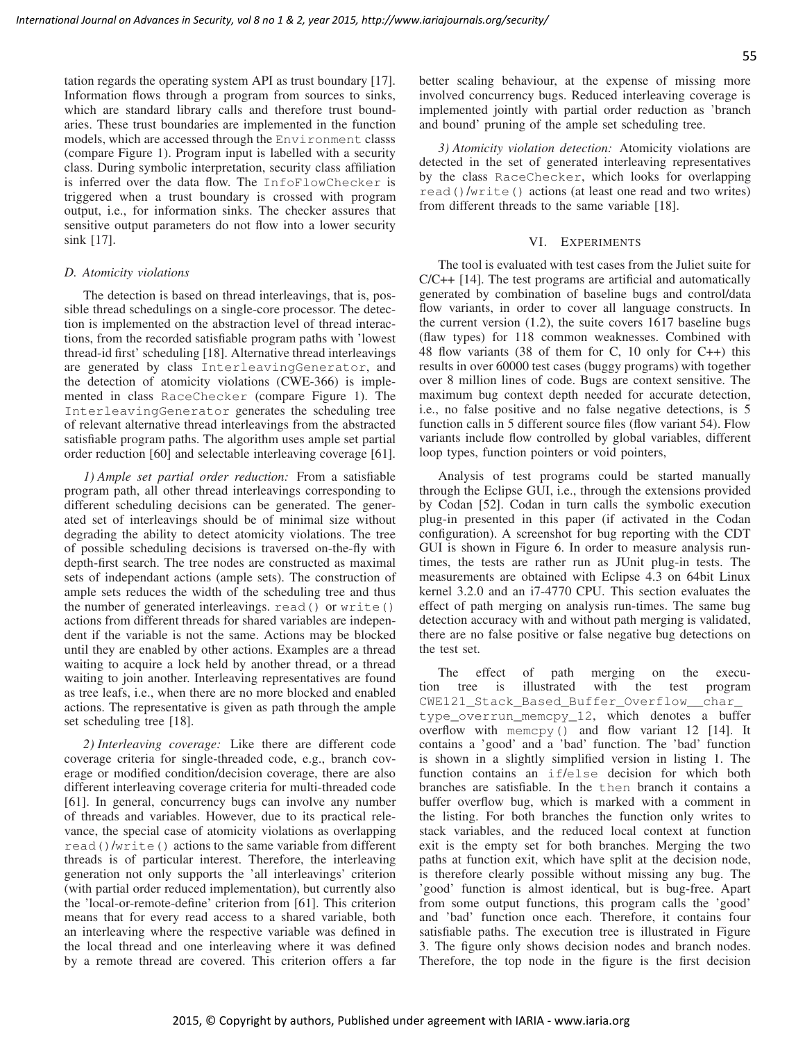tation regards the operating system API as trust boundary [17]. Information flows through a program from sources to sinks, which are standard library calls and therefore trust boundaries. These trust boundaries are implemented in the function models, which are accessed through the `Environment` classs (compare Figure 1). Program input is labelled with a security class. During symbolic interpretation, security class affiliation is inferred over the data flow. The `InfoFlowChecker` is triggered when a trust boundary is crossed with program output, i.e., for information sinks. The checker assures that sensitive output parameters do not flow into a lower security sink [17].

### D. Atomicity violations

The detection is based on thread interleavings, that is, possible thread schedulings on a single-core processor. The detection is implemented on the abstraction level of thread interactions, from the recorded satisfiable program paths with 'lowest thread-id first' scheduling [18]. Alternative thread interleavings are generated by class `InterleavingGenerator`, and the detection of atomicity violations (CWE-366) is implemented in class `RaceChecker` (compare Figure 1). The `InterleavingGenerator` generates the scheduling tree of relevant alternative thread interleavings from the abstracted satisfiable program paths. The algorithm uses ample set partial order reduction [60] and selectable interleaving coverage [61].

*1) Ample set partial order reduction:* From a satisfiable program path, all other thread interleavings corresponding to different scheduling decisions can be generated. The generated set of interleavings should be of minimal size without degrading the ability to detect atomicity violations. The tree of possible scheduling decisions is traversed on-the-fly with depth-first search. The tree nodes are constructed as maximal sets of independant actions (ample sets). The construction of ample sets reduces the width of the scheduling tree and thus the number of generated interleavings. `read()` or `write()` actions from different threads for shared variables are independent if the variable is not the same. Actions may be blocked until they are enabled by other actions. Examples are a thread waiting to acquire a lock held by another thread, or a thread waiting to join another. Interleaving representatives are found as tree leafs, i.e., when there are no more blocked and enabled actions. The representative is given as path through the ample set scheduling tree [18].

*2) Interleaving coverage:* Like there are different code coverage criteria for single-threaded code, e.g., branch coverage or modified condition/decision coverage, there are also different interleaving coverage criteria for multi-threaded code [61]. In general, concurrency bugs can involve any number of threads and variables. However, due to its practical relevance, the special case of atomicity violations as overlapping `read()`/`write()` actions to the same variable from different threads is of particular interest. Therefore, the interleaving generation not only supports the 'all interleavings' criterion (with partial order reduced implementation), but currently also the 'local-or-remote-define' criterion from [61]. This criterion means that for every read access to a shared variable, both an interleaving where the respective variable was defined in the local thread and one interleaving where it was defined by a remote thread are covered. This criterion offers a far better scaling behaviour, at the expense of missing more involved concurrency bugs. Reduced interleaving coverage is implemented jointly with partial order reduction as 'branch and bound' pruning of the ample set scheduling tree.

*3) Atomicity violation detection:* Atomicity violations are detected in the set of generated interleaving representatives by the class `RaceChecker`, which looks for overlapping `read()`/`write()` actions (at least one read and two writes) from different threads to the same variable [18].

## VI. EXPERIMENTS

The tool is evaluated with test cases from the Juliet suite for C/C++ [14]. The test programs are artificial and automatically generated by combination of baseline bugs and control/data flow variants, in order to cover all language constructs. In the current version (1.2), the suite covers 1617 baseline bugs (flaw types) for 118 common weaknesses. Combined with 48 flow variants (38 of them for C, 10 only for C++) this results in over 60000 test cases (buggy programs) with together over 8 million lines of code. Bugs are context sensitive. The maximum bug context depth needed for accurate detection, i.e., no false positive and no false negative detections, is 5 function calls in 5 different source files (flow variant 54). Flow variants include flow controlled by global variables, different loop types, function pointers or void pointers,

Analysis of test programs could be started manually through the Eclipse GUI, i.e., through the extensions provided by Codan [52]. Codan in turn calls the symbolic execution plug-in presented in this paper (if activated in the Codan configuration). A screenshot for bug reporting with the CDT GUI is shown in Figure 6. In order to measure analysis runtimes, the tests are rather run as JUnit plug-in tests. The measurements are obtained with Eclipse 4.3 on 64bit Linux kernel 3.2.0 and an i7-4770 CPU. This section evaluates the effect of path merging on analysis run-times. The same bug detection accuracy with and without path merging is validated, there are no false positive or false negative bug detections on the test set.

The effect of path merging on the execution tree is illustrated with the test program `CWE121_Stack_Based_Buffer_Overflow__char_type_overrun_memcpy_12`, which denotes a buffer overflow with `memcpy()` and flow variant 12 [14]. It contains a 'good' and a 'bad' function. The 'bad' function is shown in a slightly simplified version in listing 1. The function contains an `if`/`else` decision for which both branches are satisfiable. In the `then` branch it contains a buffer overflow bug, which is marked with a comment in the listing. For both branches the function only writes to stack variables, and the reduced local context at function exit is the empty set for both branches. Merging the two paths at function exit, which have split at the decision node, is therefore clearly possible without missing any bug. The 'good' function is almost identical, but is bug-free. Apart from some output functions, this program calls the 'good' and 'bad' function once each. Therefore, it contains four satisfiable paths. The execution tree is illustrated in Figure 3. The figure only shows decision nodes and branch nodes. Therefore, the top node in the figure is the first decision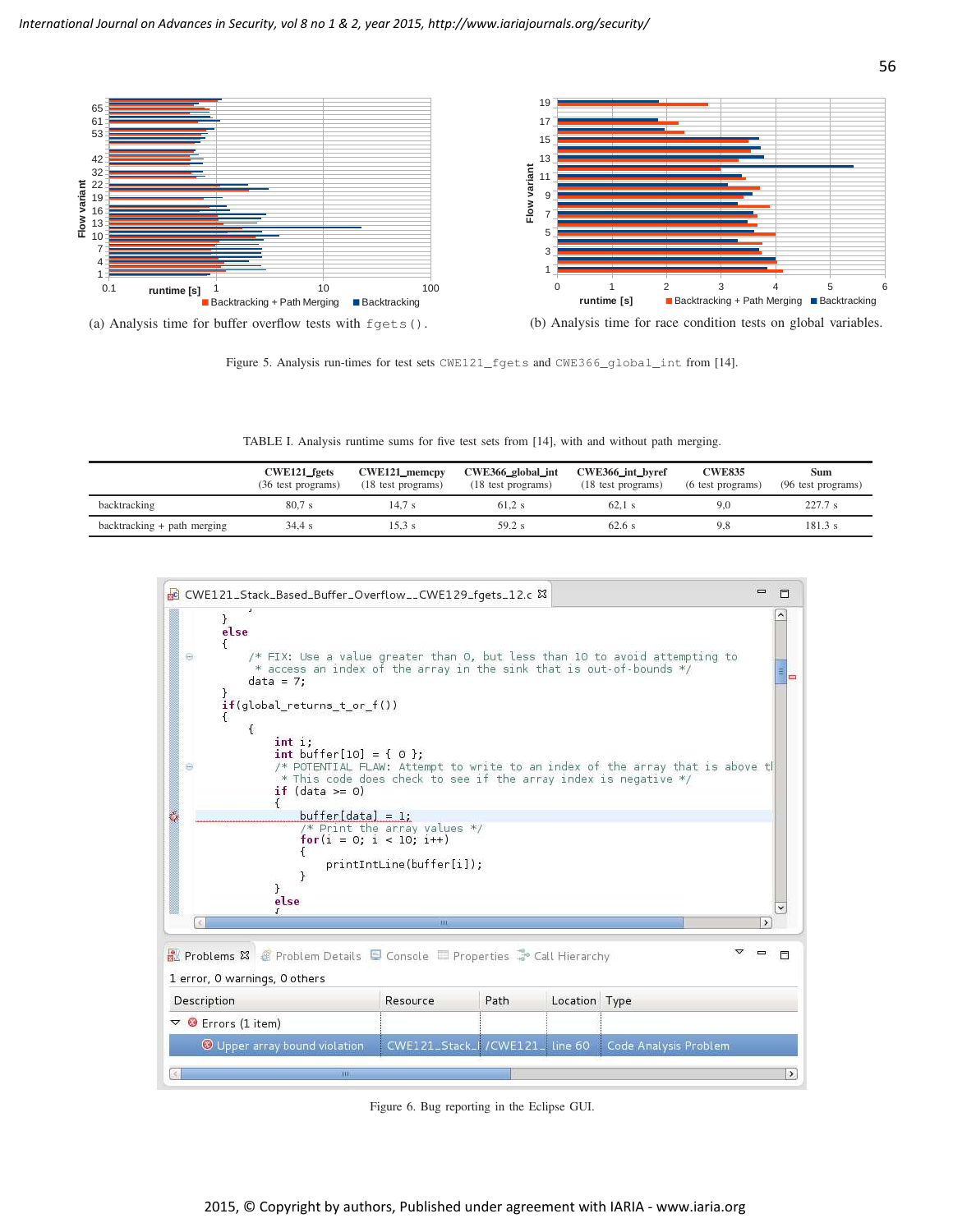(a) Analysis time for buffer overflow tests with `fgets()`.

(b) Analysis time for race condition tests on global variables.

Figure 5. Analysis run-times for test sets `CWE121_fgets` and `CWE366_global_int` from [14].

TABLE I. Analysis runtime sums for five test sets from [14], with and without path merging.

| | CWE121_fgets (36 test programs) | CWE121_memcpy (18 test programs) | CWE366_global_int (18 test programs) | CWE366_int_byref (18 test programs) | CWE835 (6 test programs) | Sum (96 test programs) |
|---|---|---|---|---|---|---|
| backtracking | 80,7 s | 14,7 s | 61,2 s | 62,1 s | 9,0 | 227.7 s |
| backtracking + path merging | 34,4 s | 15,3 s | 59.2 s | 62.6 s | 9,8 | 181.3 s |

```
    }
    else
    {
        /* FIX: Use a value greater than 0, but less than 10 to avoid attempting to
         * access an index of the array in the sink that is out-of-bounds */
        data = 7;
    }
    if(global_returns_t_or_f())
    {
        {
            int i;
            int buffer[10] = { 0 };
            /* POTENTIAL FLAW: Attempt to write to an index of the array that is above th
             * This code does check to see if the array index is negative */
            if (data >= 0)
            {
                buffer[data] = 1;
                /* Print the array values */
                for(i = 0; i < 10; i++)
                {
                    printIntLine(buffer[i]);
                }
            }
            else
```

Figure 6. Bug reporting in the Eclipse GUI.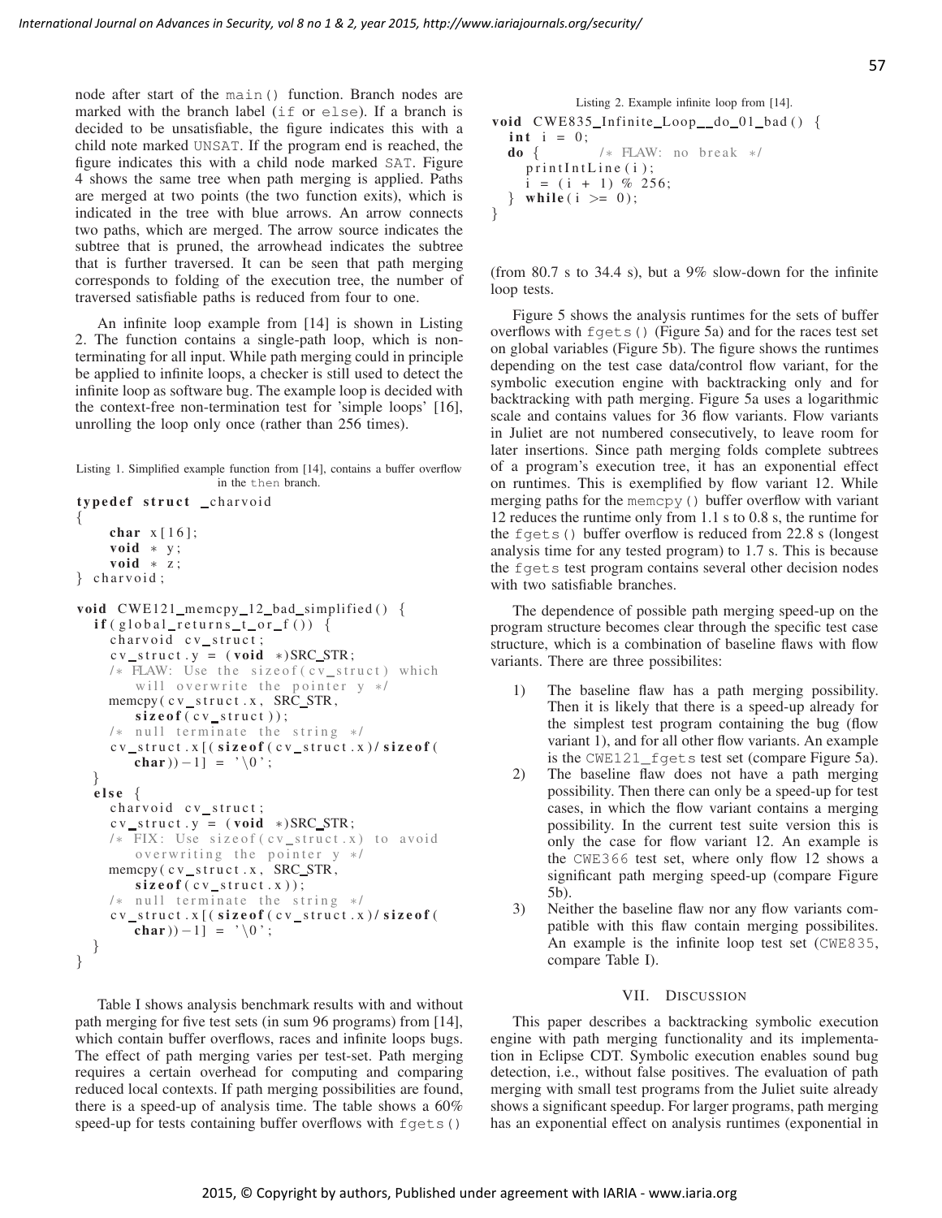node after start of the main() function. Branch nodes are marked with the branch label (if or else). If a branch is decided to be unsatisfiable, the figure indicates this with a child note marked UNSAT. If the program end is reached, the figure indicates this with a child node marked SAT. Figure 4 shows the same tree when path merging is applied. Paths are merged at two points (the two function exits), which is indicated in the tree with blue arrows. An arrow connects two paths, which are merged. The arrow source indicates the subtree that is pruned, the arrowhead indicates the subtree that is further traversed. It can be seen that path merging corresponds to folding of the execution tree, the number of traversed satisfiable paths is reduced from four to one.

An infinite loop example from [14] is shown in Listing 2. The function contains a single-path loop, which is non-terminating for all input. While path merging could in principle be applied to infinite loops, a checker is still used to detect the infinite loop as software bug. The example loop is decided with the context-free non-termination test for 'simple loops' [16], unrolling the loop only once (rather than 256 times).

Listing 1. Simplified example function from [14], contains a buffer overflow in the then branch.

```
typedef struct _charvoid
{
    char x[16];
    void * y;
    void * z;
} charvoid;

void CWE121_memcpy_12_bad_simplified() {
  if(global_returns_t_or_f()) {
    charvoid cv_struct;
    cv_struct.y = (void *)SRC_STR;
    /* FLAW: Use the sizeof(cv_struct) which
        will overwrite the pointer y */
    memcpy(cv_struct.x, SRC_STR,
        sizeof(cv_struct));
    /* null terminate the string */
    cv_struct.x[(sizeof(cv_struct.x)/sizeof(
        char))-1] = '\0';
  }
  else {
    charvoid cv_struct;
    cv_struct.y = (void *)SRC_STR;
    /* FIX: Use sizeof(cv_struct.x) to avoid
        overwriting the pointer y */
    memcpy(cv_struct.x, SRC_STR,
        sizeof(cv_struct.x));
    /* null terminate the string */
    cv_struct.x[(sizeof(cv_struct.x)/sizeof(
        char))-1] = '\0';
  }
}
```

Table I shows analysis benchmark results with and without path merging for five test sets (in sum 96 programs) from [14], which contain buffer overflows, races and infinite loops bugs. The effect of path merging varies per test-set. Path merging requires a certain overhead for computing and comparing reduced local contexts. If path merging possibilities are found, there is a speed-up of analysis time. The table shows a 60% speed-up for tests containing buffer overflows with fgets()

Listing 2. Example infinite loop from [14].

```
void CWE835_Infinite_Loop__do_01_bad() {
  int i = 0;
  do {          /* FLAW: no break */
    printIntLine(i);
    i = (i + 1) % 256;
  } while(i >= 0);
}
```

(from 80.7 s to 34.4 s), but a 9% slow-down for the infinite loop tests.

Figure 5 shows the analysis runtimes for the sets of buffer overflows with fgets() (Figure 5a) and for the races test set on global variables (Figure 5b). The figure shows the runtimes depending on the test case data/control flow variant, for the symbolic execution engine with backtracking only and for backtracking with path merging. Figure 5a uses a logarithmic scale and contains values for 36 flow variants. Flow variants in Juliet are not numbered consecutively, to leave room for later insertions. Since path merging folds complete subtrees of a program's execution tree, it has an exponential effect on runtimes. This is exemplified by flow variant 12. While merging paths for the memcpy() buffer overflow with variant 12 reduces the runtime only from 1.1 s to 0.8 s, the runtime for the fgets() buffer overflow is reduced from 22.8 s (longest analysis time for any tested program) to 1.7 s. This is because the fgets test program contains several other decision nodes with two satisfiable branches.

The dependence of possible path merging speed-up on the program structure becomes clear through the specific test case structure, which is a combination of baseline flaws with flow variants. There are three possibilites:

1) The baseline flaw has a path merging possibility. Then it is likely that there is a speed-up already for the simplest test program containing the bug (flow variant 1), and for all other flow variants. An example is the CWE121_fgets test set (compare Figure 5a).
2) The baseline flaw does not have a path merging possibility. Then there can only be a speed-up for test cases, in which the flow variant contains a merging possibility. In the current test suite version this is only the case for flow variant 12. An example is the CWE366 test set, where only flow 12 shows a significant path merging speed-up (compare Figure 5b).
3) Neither the baseline flaw nor any flow variants compatible with this flaw contain merging possibilites. An example is the infinite loop test set (CWE835, compare Table I).

## VII. Discussion

This paper describes a backtracking symbolic execution engine with path merging functionality and its implementation in Eclipse CDT. Symbolic execution enables sound bug detection, i.e., without false positives. The evaluation of path merging with small test programs from the Juliet suite already shows a significant speedup. For larger programs, path merging has an exponential effect on analysis runtimes (exponential in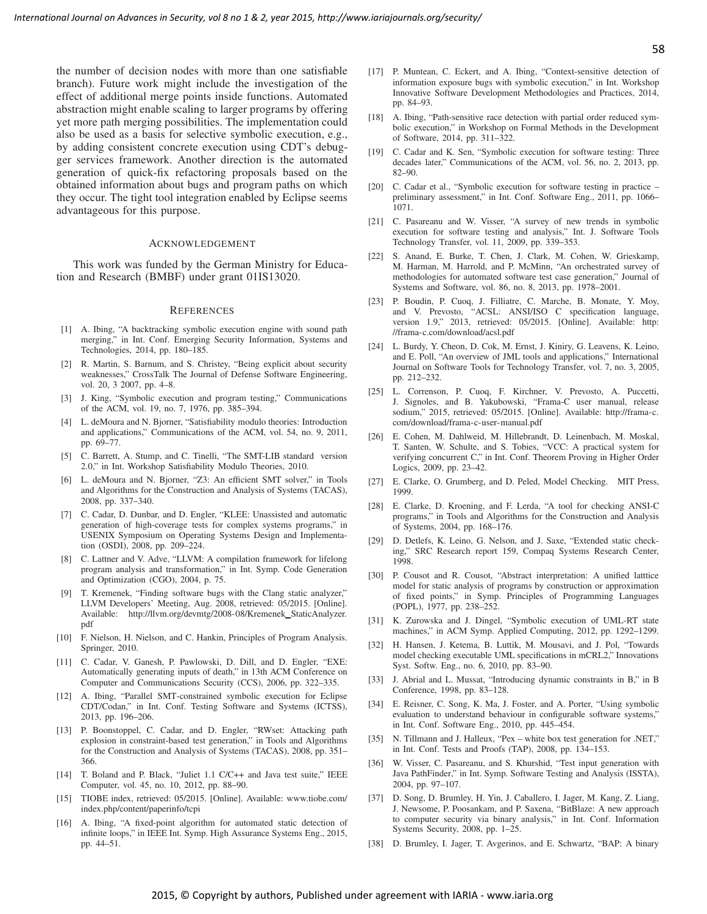the number of decision nodes with more than one satisfiable branch). Future work might include the investigation of the effect of additional merge points inside functions. Automated abstraction might enable scaling to larger programs by offering yet more path merging possibilities. The implementation could also be used as a basis for selective symbolic execution, e.g., by adding consistent concrete execution using CDT's debugger services framework. Another direction is the automated generation of quick-fix refactoring proposals based on the obtained information about bugs and program paths on which they occur. The tight tool integration enabled by Eclipse seems advantageous for this purpose.

## ACKNOWLEDGEMENT

This work was funded by the German Ministry for Education and Research (BMBF) under grant 01IS13020.

## REFERENCES

- [1] A. Ibing, "A backtracking symbolic execution engine with sound path merging," in Int. Conf. Emerging Security Information, Systems and Technologies, 2014, pp. 180–185.
- [2] R. Martin, S. Barnum, and S. Christey, "Being explicit about security weaknesses," CrossTalk The Journal of Defense Software Engineering, vol. 20, 3 2007, pp. 4–8.
- [3] J. King, "Symbolic execution and program testing," Communications of the ACM, vol. 19, no. 7, 1976, pp. 385–394.
- [4] L. deMoura and N. Bjorner, "Satisfiability modulo theories: Introduction and applications," Communications of the ACM, vol. 54, no. 9, 2011, pp. 69–77.
- [5] C. Barrett, A. Stump, and C. Tinelli, "The SMT-LIB standard version 2.0," in Int. Workshop Satisfiability Modulo Theories, 2010.
- [6] L. deMoura and N. Bjorner, "Z3: An efficient SMT solver," in Tools and Algorithms for the Construction and Analysis of Systems (TACAS), 2008, pp. 337–340.
- [7] C. Cadar, D. Dunbar, and D. Engler, "KLEE: Unassisted and automatic generation of high-coverage tests for complex systems programs," in USENIX Symposium on Operating Systems Design and Implementation (OSDI), 2008, pp. 209–224.
- [8] C. Lattner and V. Adve, "LLVM: A compilation framework for lifelong program analysis and transformation," in Int. Symp. Code Generation and Optimization (CGO), 2004, p. 75.
- [9] T. Kremenek, "Finding software bugs with the Clang static analyzer," LLVM Developers' Meeting, Aug. 2008, retrieved: 05/2015. [Online]. Available: http://llvm.org/devmtg/2008-08/Kremenek_StaticAnalyzer.pdf
- [10] F. Nielson, H. Nielson, and C. Hankin, Principles of Program Analysis. Springer, 2010.
- [11] C. Cadar, V. Ganesh, P. Pawlowski, D. Dill, and D. Engler, "EXE: Automatically generating inputs of death," in 13th ACM Conference on Computer and Communications Security (CCS), 2006, pp. 322–335.
- [12] A. Ibing, "Parallel SMT-constrained symbolic execution for Eclipse CDT/Codan," in Int. Conf. Testing Software and Systems (ICTSS), 2013, pp. 196–206.
- [13] P. Boonstoppel, C. Cadar, and D. Engler, "RWset: Attacking path explosion in constraint-based test generation," in Tools and Algorithms for the Construction and Analysis of Systems (TACAS), 2008, pp. 351–366.
- [14] T. Boland and P. Black, "Juliet 1.1 C/C++ and Java test suite," IEEE Computer, vol. 45, no. 10, 2012, pp. 88–90.
- [15] TIOBE index, retrieved: 05/2015. [Online]. Available: www.tiobe.com/index.php/content/paperinfo/tcpi
- [16] A. Ibing, "A fixed-point algorithm for automated static detection of infinite loops," in IEEE Int. Symp. High Assurance Systems Eng., 2015, pp. 44–51.
- [17] P. Muntean, C. Eckert, and A. Ibing, "Context-sensitive detection of information exposure bugs with symbolic execution," in Int. Workshop Innovative Software Development Methodologies and Practices, 2014, pp. 84–93.
- [18] A. Ibing, "Path-sensitive race detection with partial order reduced symbolic execution," in Workshop on Formal Methods in the Development of Software, 2014, pp. 311–322.
- [19] C. Cadar and K. Sen, "Symbolic execution for software testing: Three decades later," Communications of the ACM, vol. 56, no. 2, 2013, pp. 82–90.
- [20] C. Cadar et al., "Symbolic execution for software testing in practice – preliminary assessment," in Int. Conf. Software Eng., 2011, pp. 1066–1071.
- [21] C. Pasareanu and W. Visser, "A survey of new trends in symbolic execution for software testing and analysis," Int. J. Software Tools Technology Transfer, vol. 11, 2009, pp. 339–353.
- [22] S. Anand, E. Burke, T. Chen, J. Clark, M. Cohen, W. Grieskamp, M. Harman, M. Harrold, and P. McMinn, "An orchestrated survey of methodologies for automated software test case generation," Journal of Systems and Software, vol. 86, no. 8, 2013, pp. 1978–2001.
- [23] P. Boudin, P. Cuoq, J. Filliatre, C. Marche, B. Monate, Y. Moy, and V. Prevosto, "ACSL: ANSI/ISO C specification language, version 1.9," 2013, retrieved: 05/2015. [Online]. Available: http://frama-c.com/download/acsl.pdf
- [24] L. Burdy, Y. Cheon, D. Cok, M. Ernst, J. Kiniry, G. Leavens, K. Leino, and E. Poll, "An overview of JML tools and applications," International Journal on Software Tools for Technology Transfer, vol. 7, no. 3, 2005, pp. 212–232.
- [25] L. Correnson, P. Cuoq, F. Kirchner, V. Prevosto, A. Puccetti, J. Signoles, and B. Yakubowski, "Frama-C user manual, release sodium," 2015, retrieved: 05/2015. [Online]. Available: http://frama-c.com/download/frama-c-user-manual.pdf
- [26] E. Cohen, M. Dahlweid, M. Hillebrandt, D. Leinenbach, M. Moskal, T. Santen, W. Schulte, and S. Tobies, "VCC: A practical system for verifying concurrent C," in Int. Conf. Theorem Proving in Higher Order Logics, 2009, pp. 23–42.
- [27] E. Clarke, O. Grumberg, and D. Peled, Model Checking. MIT Press, 1999.
- [28] E. Clarke, D. Kroening, and F. Lerda, "A tool for checking ANSI-C programs," in Tools and Algorithms for the Construction and Analysis of Systems, 2004, pp. 168–176.
- [29] D. Detlefs, K. Leino, G. Nelson, and J. Saxe, "Extended static checking," SRC Research report 159, Compaq Systems Research Center, 1998.
- [30] P. Cousot and R. Cousot, "Abstract interpretation: A unified latttice model for static analysis of programs by construction or approximation of fixed points," in Symp. Principles of Programming Languages (POPL), 1977, pp. 238–252.
- [31] K. Zurowska and J. Dingel, "Symbolic execution of UML-RT state machines," in ACM Symp. Applied Computing, 2012, pp. 1292–1299.
- [32] H. Hansen, J. Ketema, B. Luttik, M. Mousavi, and J. Pol, "Towards model checking executable UML specifications in mCRL2," Innovations Syst. Softw. Eng., no. 6, 2010, pp. 83–90.
- [33] J. Abrial and L. Mussat, "Introducing dynamic constraints in B," in B Conference, 1998, pp. 83–128.
- [34] E. Reisner, C. Song, K. Ma, J. Foster, and A. Porter, "Using symbolic evaluation to understand behaviour in configurable software systems," in Int. Conf. Software Eng., 2010, pp. 445–454.
- [35] N. Tillmann and J. Halleux, "Pex – white box test generation for .NET," in Int. Conf. Tests and Proofs (TAP), 2008, pp. 134–153.
- [36] W. Visser, C. Pasareanu, and S. Khurshid, "Test input generation with Java PathFinder," in Int. Symp. Software Testing and Analysis (ISSTA), 2004, pp. 97–107.
- [37] D. Song, D. Brumley, H. Yin, J. Caballero, I. Jager, M. Kang, Z. Liang, J. Newsome, P. Poosankam, and P. Saxena, "BitBlaze: A new approach to computer security via binary analysis," in Int. Conf. Information Systems Security, 2008, pp. 1–25.
- [38] D. Brumley, I. Jager, T. Avgerinos, and E. Schwartz, "BAP: A binary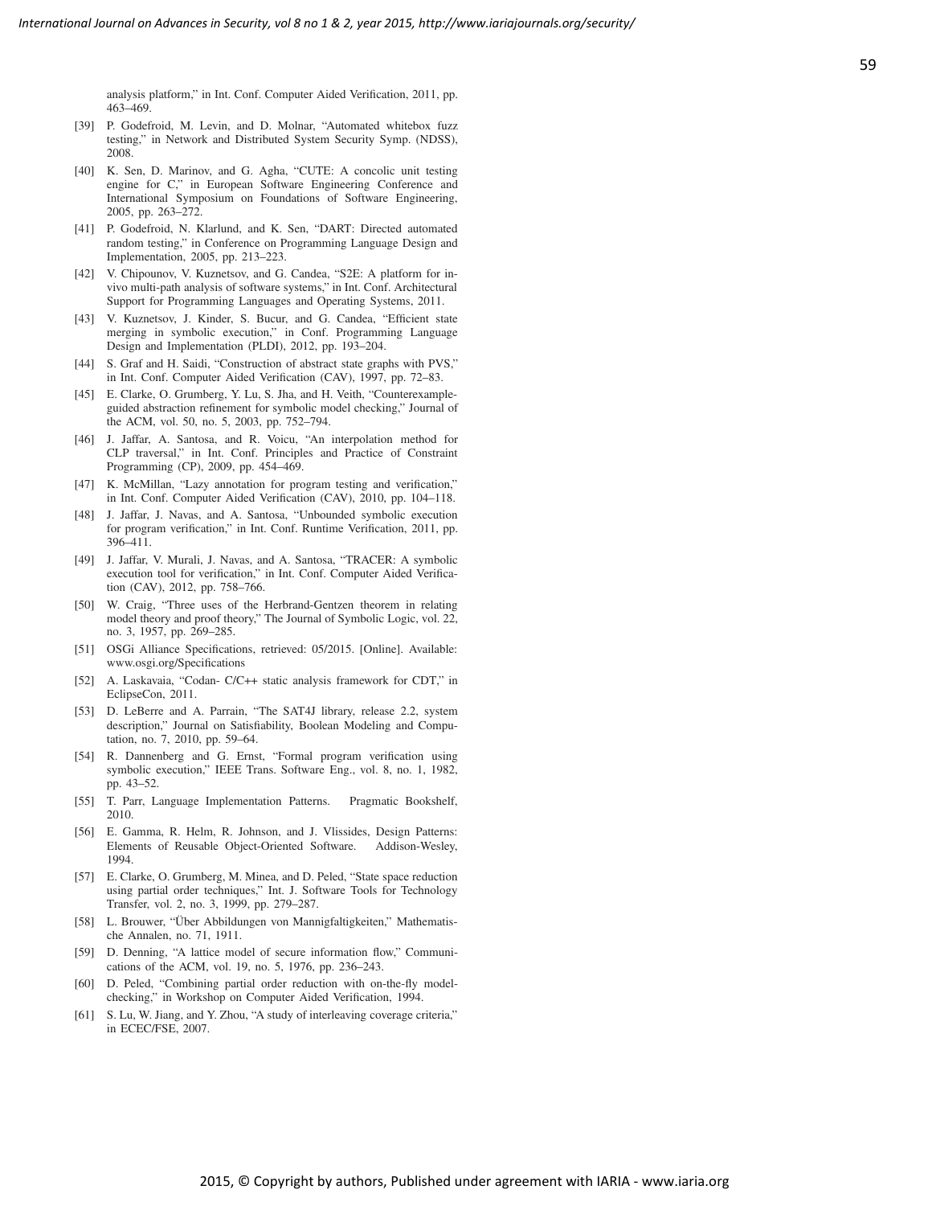analysis platform," in Int. Conf. Computer Aided Verification, 2011, pp. 463–469.

[39] P. Godefroid, M. Levin, and D. Molnar, "Automated whitebox fuzz testing," in Network and Distributed System Security Symp. (NDSS), 2008.

[40] K. Sen, D. Marinov, and G. Agha, "CUTE: A concolic unit testing engine for C," in European Software Engineering Conference and International Symposium on Foundations of Software Engineering, 2005, pp. 263–272.

[41] P. Godefroid, N. Klarlund, and K. Sen, "DART: Directed automated random testing," in Conference on Programming Language Design and Implementation, 2005, pp. 213–223.

[42] V. Chipounov, V. Kuznetsov, and G. Candea, "S2E: A platform for in-vivo multi-path analysis of software systems," in Int. Conf. Architectural Support for Programming Languages and Operating Systems, 2011.

[43] V. Kuznetsov, J. Kinder, S. Bucur, and G. Candea, "Efficient state merging in symbolic execution," in Conf. Programming Language Design and Implementation (PLDI), 2012, pp. 193–204.

[44] S. Graf and H. Saidi, "Construction of abstract state graphs with PVS," in Int. Conf. Computer Aided Verification (CAV), 1997, pp. 72–83.

[45] E. Clarke, O. Grumberg, Y. Lu, S. Jha, and H. Veith, "Counterexample-guided abstraction refinement for symbolic model checking," Journal of the ACM, vol. 50, no. 5, 2003, pp. 752–794.

[46] J. Jaffar, A. Santosa, and R. Voicu, "An interpolation method for CLP traversal," in Int. Conf. Principles and Practice of Constraint Programming (CP), 2009, pp. 454–469.

[47] K. McMillan, "Lazy annotation for program testing and verification," in Int. Conf. Computer Aided Verification (CAV), 2010, pp. 104–118.

[48] J. Jaffar, J. Navas, and A. Santosa, "Unbounded symbolic execution for program verification," in Int. Conf. Runtime Verification, 2011, pp. 396–411.

[49] J. Jaffar, V. Murali, J. Navas, and A. Santosa, "TRACER: A symbolic execution tool for verification," in Int. Conf. Computer Aided Verification (CAV), 2012, pp. 758–766.

[50] W. Craig, "Three uses of the Herbrand-Gentzen theorem in relating model theory and proof theory," The Journal of Symbolic Logic, vol. 22, no. 3, 1957, pp. 269–285.

[51] OSGi Alliance Specifications, retrieved: 05/2015. [Online]. Available: www.osgi.org/Specifications

[52] A. Laskavaia, "Codan- C/C++ static analysis framework for CDT," in EclipseCon, 2011.

[53] D. LeBerre and A. Parrain, "The SAT4J library, release 2.2, system description," Journal on Satisfiability, Boolean Modeling and Computation, no. 7, 2010, pp. 59–64.

[54] R. Dannenberg and G. Ernst, "Formal program verification using symbolic execution," IEEE Trans. Software Eng., vol. 8, no. 1, 1982, pp. 43–52.

[55] T. Parr, Language Implementation Patterns. Pragmatic Bookshelf, 2010.

[56] E. Gamma, R. Helm, R. Johnson, and J. Vlissides, Design Patterns: Elements of Reusable Object-Oriented Software. Addison-Wesley, 1994.

[57] E. Clarke, O. Grumberg, M. Minea, and D. Peled, "State space reduction using partial order techniques," Int. J. Software Tools for Technology Transfer, vol. 2, no. 3, 1999, pp. 279–287.

[58] L. Brouwer, "Über Abbildungen von Mannigfaltigkeiten," Mathematische Annalen, no. 71, 1911.

[59] D. Denning, "A lattice model of secure information flow," Communications of the ACM, vol. 19, no. 5, 1976, pp. 236–243.

[60] D. Peled, "Combining partial order reduction with on-the-fly model-checking," in Workshop on Computer Aided Verification, 1994.

[61] S. Lu, W. Jiang, and Y. Zhou, "A study of interleaving coverage criteria," in ECEC/FSE, 2007.